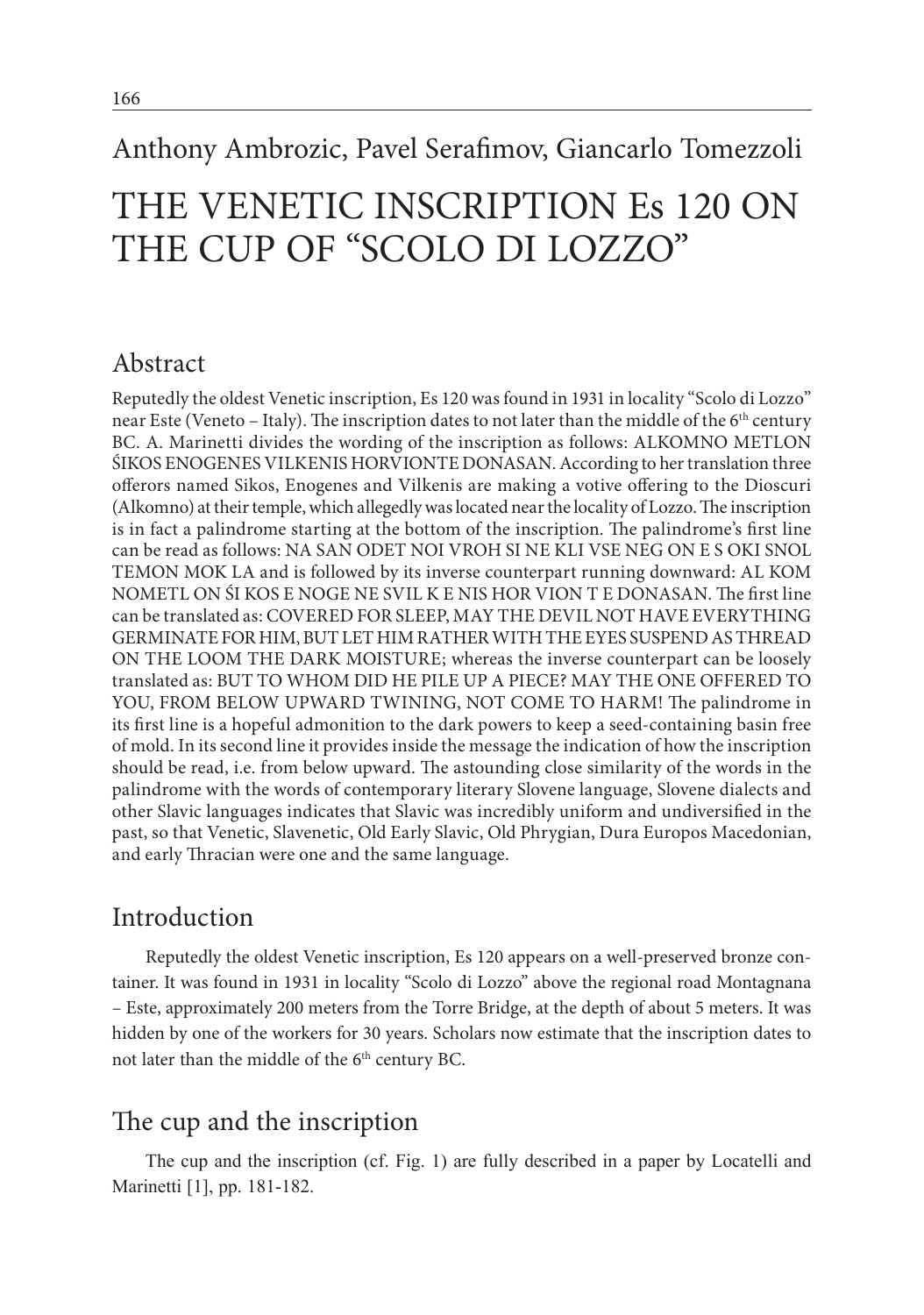Anthony Ambrozic, Pavel Serafimov, Giancarlo Tomezzoli

# THE VENETIC INSCRIPTION Es 120 ON THE CUP OF "SCOLO DI LOZZO"

## Abstract

Reputedly the oldest Venetic inscription, Es 120 was found in 1931 in locality "Scolo di Lozzo" near Este (Veneto – Italy). The inscription dates to not later than the middle of the 6th century BC. A. Marinetti divides the wording of the inscription as follows: ALKOMNO METLON ŚIKOS ENOGENES VILKENIS HORVIONTE DONASAN. According to her translation three offerors named Sikos, Enogenes and Vilkenis are making a votive offering to the Dioscuri (Alkomno) at their temple, which allegedly was located near the locality of Lozzo. The inscription is in fact a palindrome starting at the bottom of the inscription. The palindrome's first line can be read as follows: NA SAN ODET NOI VROH SI NE KLI VSE NEG ON E S OKI SNOL TEMON MOK LA and is followed by its inverse counterpart running downward: AL KOM NOMETL ON ŚI KOS E NOGE NE SVIL K E NIS HOR VION T E DONASAN. The first line can be translated as: COVERED FOR SLEEP, MAY THE DEVIL NOT HAVE EVERYTHING GERMINATE FOR HIM, BUT LET HIM RATHER WITH THE EYES SUSPEND AS THREAD ON THE LOOM THE DARK MOISTURE; whereas the inverse counterpart can be loosely translated as: BUT TO WHOM DID HE PILE UP A PIECE? MAY THE ONE OFFERED TO YOU, FROM BELOW UPWARD TWINING, NOT COME TO HARM! The palindrome in its first line is a hopeful admonition to the dark powers to keep a seed-containing basin free of mold. In its second line it provides inside the message the indication of how the inscription should be read, i.e. from below upward. The astounding close similarity of the words in the palindrome with the words of contemporary literary Slovene language, Slovene dialects and other Slavic languages indicates that Slavic was incredibly uniform and undiversified in the past, so that Venetic, Slavenetic, Old Early Slavic, Old Phrygian, Dura Europos Macedonian, and early Thracian were one and the same language.

## Introduction

Reputedly the oldest Venetic inscription, Es 120 appears on a well-preserved bronze container. It was found in 1931 in locality "Scolo di Lozzo" above the regional road Montagnana – Este, approximately 200 meters from the Torre Bridge, at the depth of about 5 meters. It was hidden by one of the workers for 30 years. Scholars now estimate that the inscription dates to not later than the middle of the 6th century BC.

## The cup and the inscription

The cup and the inscription (cf. Fig. 1) are fully described in a paper by Locatelli and Marinetti [1], pp. 181-182.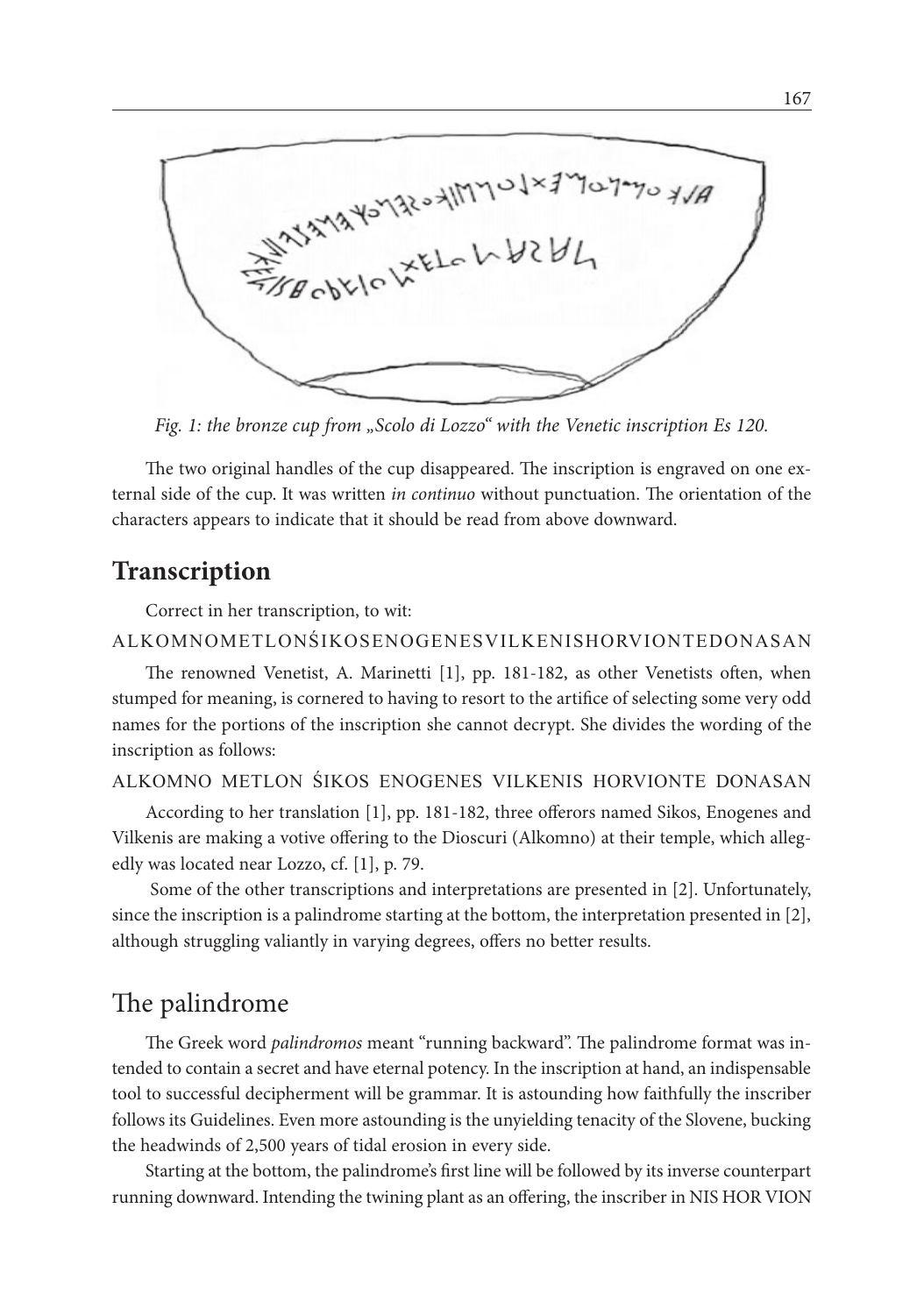Fig. 1: the bronze cup from „Scolo di Lozzo" with the Venetic inscription Es 120.

The two original handles of the cup disappeared. The inscription is engraved on one external side of the cup. It was written *in continuo* without punctuation. The orientation of the characters appears to indicate that it should be read from above downward.

## Transcription

Correct in her transcription, to wit:

ALKOMNOMETLONŚIKOSENOGENESVILKENISHORVIONTEDONASAN

The renowned Venetist, A. Marinetti [1], pp. 181-182, as other Venetists often, when stumped for meaning, is cornered to having to resort to the artifice of selecting some very odd names for the portions of the inscription she cannot decrypt. She divides the wording of the inscription as follows:

ALKOMNO METLON ŚIKOS ENOGENES VILKENIS HORVIONTE DONASAN

According to her translation [1], pp. 181-182, three offerors named Sikos, Enogenes and Vilkenis are making a votive offering to the Dioscuri (Alkomno) at their temple, which allegedly was located near Lozzo, cf. [1], p. 79.

Some of the other transcriptions and interpretations are presented in [2]. Unfortunately, since the inscription is a palindrome starting at the bottom, the interpretation presented in [2], although struggling valiantly in varying degrees, offers no better results.

## The palindrome

The Greek word *palindromos* meant "running backward". The palindrome format was intended to contain a secret and have eternal potency. In the inscription at hand, an indispensable tool to successful decipherment will be grammar. It is astounding how faithfully the inscriber follows its Guidelines. Even more astounding is the unyielding tenacity of the Slovene, bucking the headwinds of 2,500 years of tidal erosion in every side.

Starting at the bottom, the palindrome's first line will be followed by its inverse counterpart running downward. Intending the twining plant as an offering, the inscriber in NIS HOR VION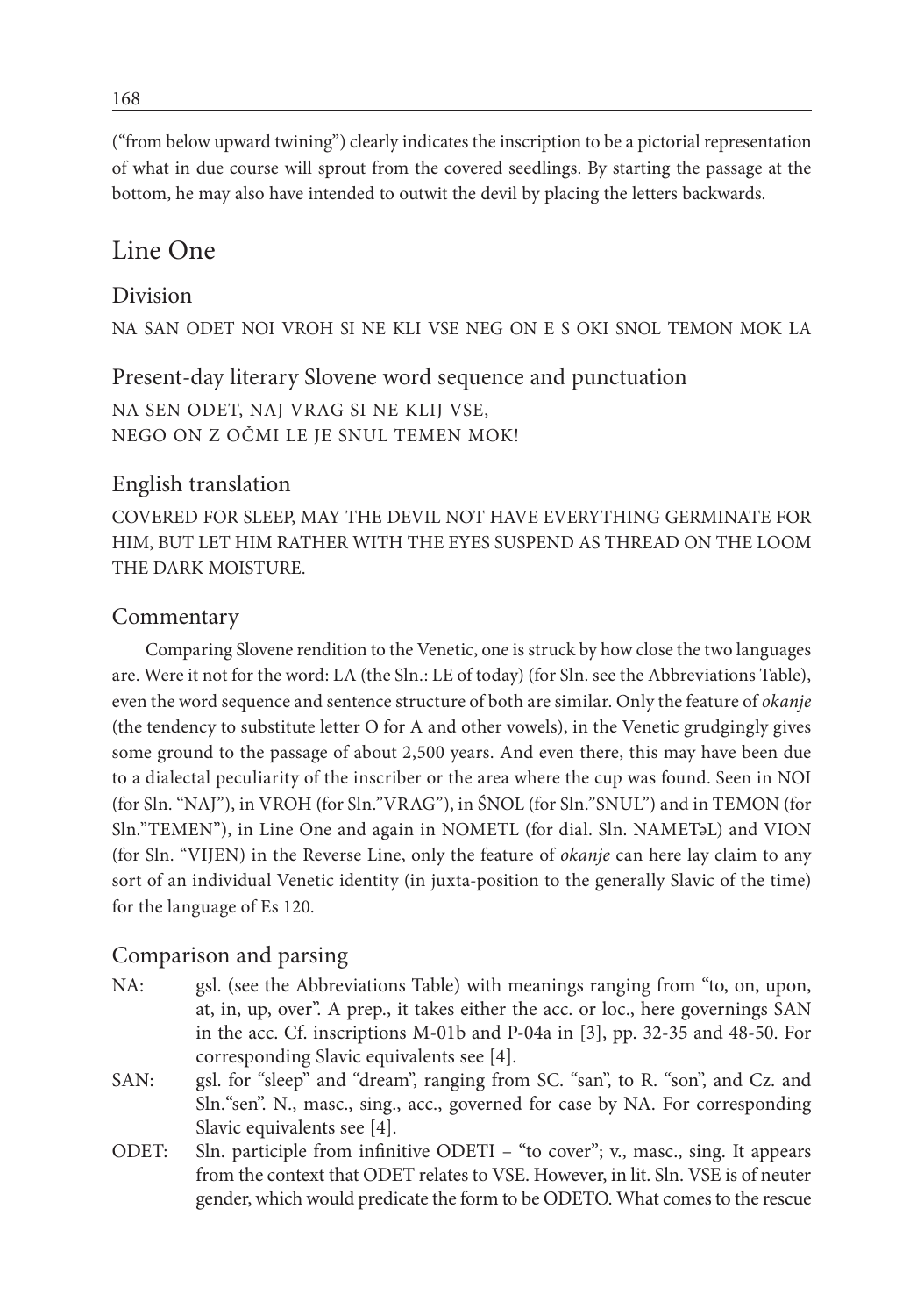("from below upward twining") clearly indicates the inscription to be a pictorial representation of what in due course will sprout from the covered seedlings. By starting the passage at the bottom, he may also have intended to outwit the devil by placing the letters backwards.

## Line One

### Division

NA SAN ODET NOI VROH SI NE KLI VSE NEG ON E S OKI SNOL TEMON MOK LA

### Present-day literary Slovene word sequence and punctuation

NA SEN ODET, NAJ VRAG SI NE KLIJ VSE,
NEGO ON Z OČMI LE JE SNUL TEMEN MOK!

### English translation

COVERED FOR SLEEP, MAY THE DEVIL NOT HAVE EVERYTHING GERMINATE FOR HIM, BUT LET HIM RATHER WITH THE EYES SUSPEND AS THREAD ON THE LOOM THE DARK MOISTURE.

### Commentary

Comparing Slovene rendition to the Venetic, one is struck by how close the two languages are. Were it not for the word: LA (the Sln.: LE of today) (for Sln. see the Abbreviations Table), even the word sequence and sentence structure of both are similar. Only the feature of *okanje* (the tendency to substitute letter O for A and other vowels), in the Venetic grudgingly gives some ground to the passage of about 2,500 years. And even there, this may have been due to a dialectal peculiarity of the inscriber or the area where the cup was found. Seen in NOI (for Sln. "NAJ"), in VROH (for Sln."VRAG"), in ŚNOL (for Sln."SNUL") and in TEMON (for Sln."TEMEN"), in Line One and again in NOMETL (for dial. Sln. NAMETəL) and VION (for Sln. "VIJEN) in the Reverse Line, only the feature of *okanje* can here lay claim to any sort of an individual Venetic identity (in juxta-position to the generally Slavic of the time) for the language of Es 120.

### Comparison and parsing

- NA: gsl. (see the Abbreviations Table) with meanings ranging from "to, on, upon, at, in, up, over". A prep., it takes either the acc. or loc., here governings SAN in the acc. Cf. inscriptions M-01b and P-04a in [3], pp. 32-35 and 48-50. For corresponding Slavic equivalents see [4].
- SAN: gsl. for "sleep" and "dream", ranging from SC. "san", to R. "son", and Cz. and Sln."sen". N., masc., sing., acc., governed for case by NA. For corresponding Slavic equivalents see [4].
- ODET: Sln. participle from infinitive ODETI – "to cover"; v., masc., sing. It appears from the context that ODET relates to VSE. However, in lit. Sln. VSE is of neuter gender, which would predicate the form to be ODETO. What comes to the rescue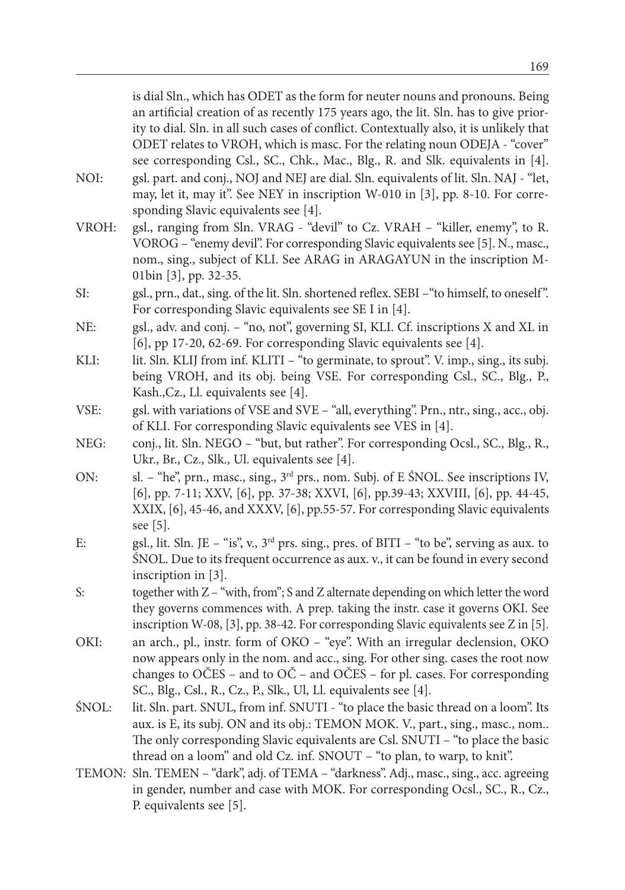is dial Sln., which has ODET as the form for neuter nouns and pronouns. Being an artificial creation of as recently 175 years ago, the lit. Sln. has to give priority to dial. Sln. in all such cases of conflict. Contextually also, it is unlikely that ODET relates to VROH, which is masc. For the relating noun ODEJA - "cover" see corresponding Csl., SC., Chk., Mac., Blg., R. and Slk. equivalents in [4].

NOI: gsl. part. and conj., NOJ and NEJ are dial. Sln. equivalents of lit. Sln. NAJ - "let, may, let it, may it". See NEY in inscription W-010 in [3], pp. 8-10. For corresponding Slavic equivalents see [4].

VROH: gsl., ranging from Sln. VRAG - "devil" to Cz. VRAH – "killer, enemy", to R. VOROG – "enemy devil". For corresponding Slavic equivalents see [5]. N., masc., nom., sing., subject of KLI. See ARAG in ARAGAYUN in the inscription M-01bin [3], pp. 32-35.

SI: gsl., prn., dat., sing. of the lit. Sln. shortened reflex. SEBI –"to himself, to oneself". For corresponding Slavic equivalents see SE I in [4].

NE: gsl., adv. and conj. – "no, not", governing SI, KLI. Cf. inscriptions X and XL in [6], pp 17-20, 62-69. For corresponding Slavic equivalents see [4].

KLI: lit. Sln. KLIJ from inf. KLITI – "to germinate, to sprout". V. imp., sing., its subj. being VROH, and its obj. being VSE. For corresponding Csl., SC., Blg., P., Kash.,Cz., Ll. equivalents see [4].

VSE: gsl. with variations of VSE and SVE – "all, everything". Prn., ntr., sing., acc., obj. of KLI. For corresponding Slavic equivalents see VES in [4].

NEG: conj., lit. Sln. NEGO – "but, but rather". For corresponding Ocsl., SC., Blg., R., Ukr., Br., Cz., Slk., Ul. equivalents see [4].

ON: sl. – "he", prn., masc., sing., 3rd prs., nom. Subj. of E ŚNOL. See inscriptions IV, [6], pp. 7-11; XXV, [6], pp. 37-38; XXVI, [6], pp.39-43; XXVIII, [6], pp. 44-45, XXIX, [6], 45-46, and XXXV, [6], pp.55-57. For corresponding Slavic equivalents see [5].

E: gsl., lit. Sln. JE – "is", v., 3rd prs. sing., pres. of BITI – "to be", serving as aux. to ŚNOL. Due to its frequent occurrence as aux. v., it can be found in every second inscription in [3].

S: together with Z – "with, from"; S and Z alternate depending on which letter the word they governs commences with. A prep. taking the instr. case it governs OKI. See inscription W-08, [3], pp. 38-42. For corresponding Slavic equivalents see Z in [5].

OKI: an arch., pl., instr. form of OKO – "eye". With an irregular declension, OKO now appears only in the nom. and acc., sing. For other sing. cases the root now changes to OČES – and to OČ – and OČES – for pl. cases. For corresponding SC., Blg., Csl., R., Cz., P., Slk., Ul, Ll. equivalents see [4].

ŚNOL: lit. Sln. part. SNUL, from inf. SNUTI - "to place the basic thread on a loom". Its aux. is E, its subj. ON and its obj.: TEMON MOK. V., part., sing., masc., nom.. The only corresponding Slavic equivalents are Csl. SNUTI – "to place the basic thread on a loom" and old Cz. inf. SNOUT – "to plan, to warp, to knit".

TEMON: Sln. TEMEN – "dark", adj. of TEMA – "darkness". Adj., masc., sing., acc. agreeing in gender, number and case with MOK. For corresponding Ocsl., SC., R., Cz., P. equivalents see [5].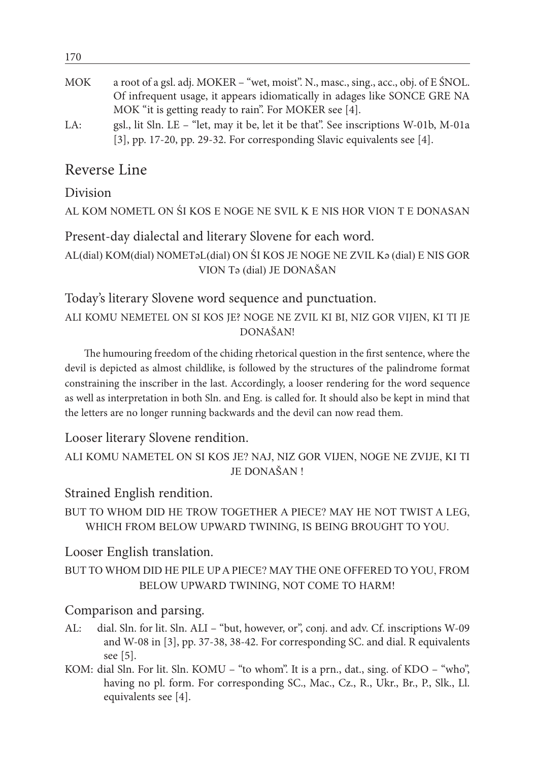MOK a root of a gsl. adj. MOKER – "wet, moist". N., masc., sing., acc., obj. of E ŚNOL. Of infrequent usage, it appears idiomatically in adages like SONCE GRE NA MOK "it is getting ready to rain". For MOKER see [4].

LA: gsl., lit Sln. LE – "let, may it be, let it be that". See inscriptions W-01b, M-01a [3], pp. 17-20, pp. 29-32. For corresponding Slavic equivalents see [4].

## Reverse Line

### Division

AL KOM NOMETL ON ŚI KOS E NOGE NE SVIL K E NIS HOR VION T E DONASAN

### Present-day dialectal and literary Slovene for each word.

AL(dial) KOM(dial) NOMETəL(dial) ON ŚI KOS JE NOGE NE ZVIL Kə (dial) E NIS GOR VION Tə (dial) JE DONAŠAN

### Today's literary Slovene word sequence and punctuation.

ALI KOMU NEMETEL ON SI KOS JE? NOGE NE ZVIL KI BI, NIZ GOR VIJEN, KI TI JE DONAŠAN!

The humouring freedom of the chiding rhetorical question in the first sentence, where the devil is depicted as almost childlike, is followed by the structures of the palindrome format constraining the inscriber in the last. Accordingly, a looser rendering for the word sequence as well as interpretation in both Sln. and Eng. is called for. It should also be kept in mind that the letters are no longer running backwards and the devil can now read them.

### Looser literary Slovene rendition.

ALI KOMU NAMETEL ON SI KOS JE? NAJ, NIZ GOR VIJEN, NOGE NE ZVIJE, KI TI JE DONAŠAN !

### Strained English rendition.

BUT TO WHOM DID HE TROW TOGETHER A PIECE? MAY HE NOT TWIST A LEG, WHICH FROM BELOW UPWARD TWINING, IS BEING BROUGHT TO YOU.

### Looser English translation.

BUT TO WHOM DID HE PILE UP A PIECE? MAY THE ONE OFFERED TO YOU, FROM BELOW UPWARD TWINING, NOT COME TO HARM!

### Comparison and parsing.

AL: dial. Sln. for lit. Sln. ALI – "but, however, or", conj. and adv. Cf. inscriptions W-09 and W-08 in [3], pp. 37-38, 38-42. For corresponding SC. and dial. R equivalents see [5].

KOM: dial Sln. For lit. Sln. KOMU – "to whom". It is a prn., dat., sing. of KDO – "who", having no pl. form. For corresponding SC., Mac., Cz., R., Ukr., Br., P., Slk., Ll. equivalents see [4].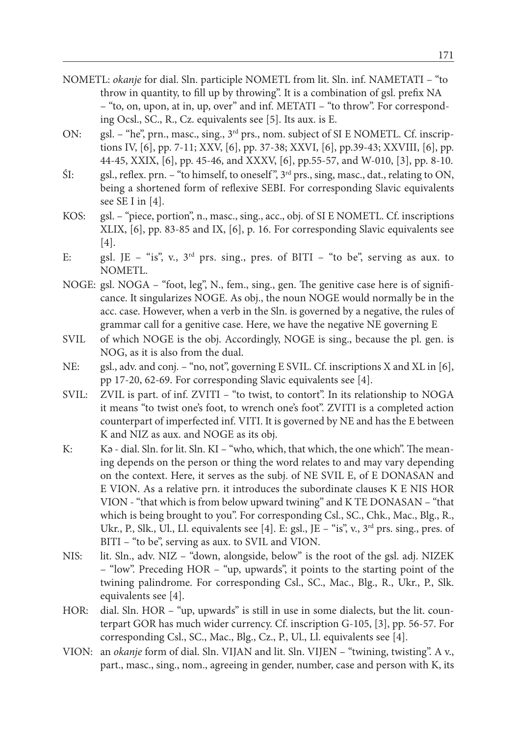NOMETL: *okanje* for dial. Sln. participle NOMETL from lit. Sln. inf. NAMETATI – "to throw in quantity, to fill up by throwing". It is a combination of gsl. prefix NA – "to, on, upon, at in, up, over" and inf. METATI – "to throw". For corresponding Ocsl., SC., R., Cz. equivalents see [5]. Its aux. is E.

ON: gsl. – "he", prn., masc., sing., 3rd prs., nom. subject of SI E NOMETL. Cf. inscriptions IV, [6], pp. 7-11; XXV, [6], pp. 37-38; XXVI, [6], pp.39-43; XXVIII, [6], pp. 44-45, XXIX, [6], pp. 45-46, and XXXV, [6], pp.55-57, and W-010, [3], pp. 8-10.

ŚI: gsl., reflex. prn. – "to himself, to oneself", 3rd prs., sing, masc., dat., relating to ON, being a shortened form of reflexive SEBI. For corresponding Slavic equivalents see SE I in [4].

KOS: gsl. – "piece, portion", n., masc., sing., acc., obj. of SI E NOMETL. Cf. inscriptions XLIX, [6], pp. 83-85 and IX, [6], p. 16. For corresponding Slavic equivalents see [4].

E: gsl. JE – "is", v., 3rd prs. sing., pres. of BITI – "to be", serving as aux. to NOMETL.

NOGE: gsl. NOGA – "foot, leg", N., fem., sing., gen. The genitive case here is of significance. It singularizes NOGE. As obj., the noun NOGE would normally be in the acc. case. However, when a verb in the Sln. is governed by a negative, the rules of grammar call for a genitive case. Here, we have the negative NE governing E SVIL of which NOGE is the obj. Accordingly, NOGE is sing., because the pl. gen. is NOG, as it is also from the dual.

NE: gsl., adv. and conj. – "no, not", governing E SVIL. Cf. inscriptions X and XL in [6], pp 17-20, 62-69. For corresponding Slavic equivalents see [4].

SVIL: ZVIL is part. of inf. ZVITI – "to twist, to contort". In its relationship to NOGA it means "to twist one's foot, to wrench one's foot". ZVITI is a completed action counterpart of imperfected inf. VITI. It is governed by NE and has the E between K and NIZ as aux. and NOGE as its obj.

K: Kə - dial. Sln. for lit. Sln. KI – "who, which, that which, the one which". The meaning depends on the person or thing the word relates to and may vary depending on the context. Here, it serves as the subj. of NE SVIL E, of E DONASAN and E VION. As a relative prn. it introduces the subordinate clauses K E NIS HOR VION - "that which is from below upward twining" and K TE DONASAN – "that which is being brought to you". For corresponding Csl., SC., Chk., Mac., Blg., R., Ukr., P., Slk., Ul., Ll. equivalents see [4]. E: gsl., JE – "is", v., 3rd prs. sing., pres. of BITI – "to be", serving as aux. to SVIL and VION.

NIS: lit. Sln., adv. NIZ – "down, alongside, below" is the root of the gsl. adj. NIZEK – "low". Preceding HOR – "up, upwards", it points to the starting point of the twining palindrome. For corresponding Csl., SC., Mac., Blg., R., Ukr., P., Slk. equivalents see [4].

HOR: dial. Sln. HOR – "up, upwards" is still in use in some dialects, but the lit. counterpart GOR has much wider currency. Cf. inscription G-105, [3], pp. 56-57. For corresponding Csl., SC., Mac., Blg., Cz., P., Ul., Ll. equivalents see [4].

VION: an *okanje* form of dial. Sln. VIJAN and lit. Sln. VIJEN – "twining, twisting". A v., part., masc., sing., nom., agreeing in gender, number, case and person with K, its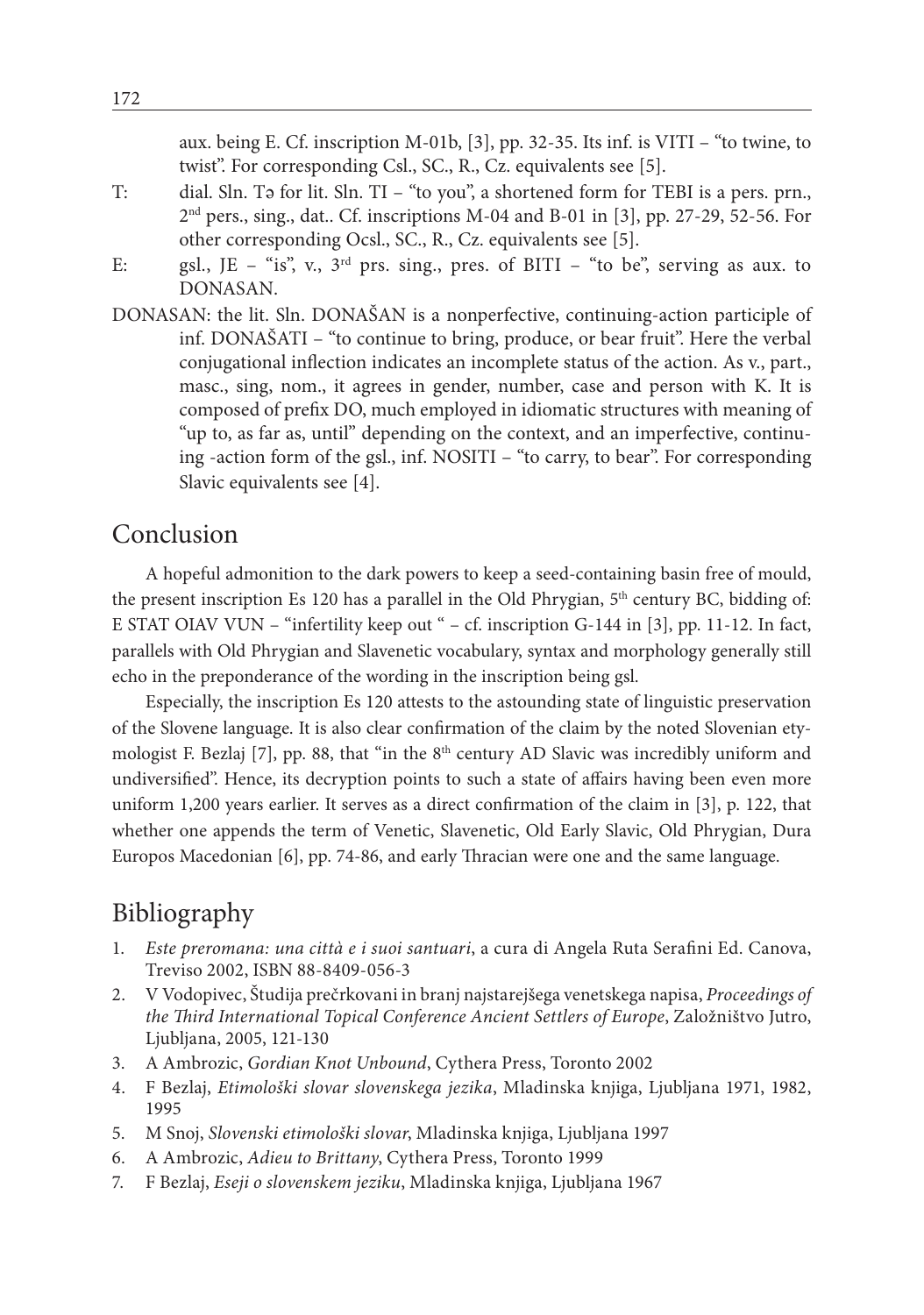aux. being E. Cf. inscription M-01b, [3], pp. 32-35. Its inf. is VITI – "to twine, to twist". For corresponding Csl., SC., R., Cz. equivalents see [5].

T: dial. Sln. Tə for lit. Sln. TI – "to you", a shortened form for TEBI is a pers. prn., 2nd pers., sing., dat.. Cf. inscriptions M-04 and B-01 in [3], pp. 27-29, 52-56. For other corresponding Ocsl., SC., R., Cz. equivalents see [5].

E: gsl., JE – "is", v., 3rd prs. sing., pres. of BITI – "to be", serving as aux. to DONASAN.

DONASAN: the lit. Sln. DONAŠAN is a nonperfective, continuing-action participle of inf. DONAŠATI – "to continue to bring, produce, or bear fruit". Here the verbal conjugational inflection indicates an incomplete status of the action. As v., part., masc., sing, nom., it agrees in gender, number, case and person with K. It is composed of prefix DO, much employed in idiomatic structures with meaning of "up to, as far as, until" depending on the context, and an imperfective, continuing -action form of the gsl., inf. NOSITI – "to carry, to bear". For corresponding Slavic equivalents see [4].

## Conclusion

A hopeful admonition to the dark powers to keep a seed-containing basin free of mould, the present inscription Es 120 has a parallel in the Old Phrygian, 5th century BC, bidding of: E STAT OIAV VUN – "infertility keep out " – cf. inscription G-144 in [3], pp. 11-12. In fact, parallels with Old Phrygian and Slavenetic vocabulary, syntax and morphology generally still echo in the preponderance of the wording in the inscription being gsl.

Especially, the inscription Es 120 attests to the astounding state of linguistic preservation of the Slovene language. It is also clear confirmation of the claim by the noted Slovenian etymologist F. Bezlaj [7], pp. 88, that "in the 8th century AD Slavic was incredibly uniform and undiversified". Hence, its decryption points to such a state of affairs having been even more uniform 1,200 years earlier. It serves as a direct confirmation of the claim in [3], p. 122, that whether one appends the term of Venetic, Slavenetic, Old Early Slavic, Old Phrygian, Dura Europos Macedonian [6], pp. 74-86, and early Thracian were one and the same language.

## Bibliography

1. *Este preromana: una città e i suoi santuari*, a cura di Angela Ruta Serafini Ed. Canova, Treviso 2002, ISBN 88-8409-056-3
2. V Vodopivec, Študija prečrkovani in branj najstarejšega venetskega napisa, *Proceedings of the Third International Topical Conference Ancient Settlers of Europe*, Založništvo Jutro, Ljubljana, 2005, 121-130
3. A Ambrozic, *Gordian Knot Unbound*, Cythera Press, Toronto 2002
4. F Bezlaj, *Etimološki slovar slovenskega jezika*, Mladinska knjiga, Ljubljana 1971, 1982, 1995
5. M Snoj, *Slovenski etimološki slovar*, Mladinska knjiga, Ljubljana 1997
6. A Ambrozic, *Adieu to Brittany*, Cythera Press, Toronto 1999
7. F Bezlaj, *Eseji o slovenskem jeziku*, Mladinska knjiga, Ljubljana 1967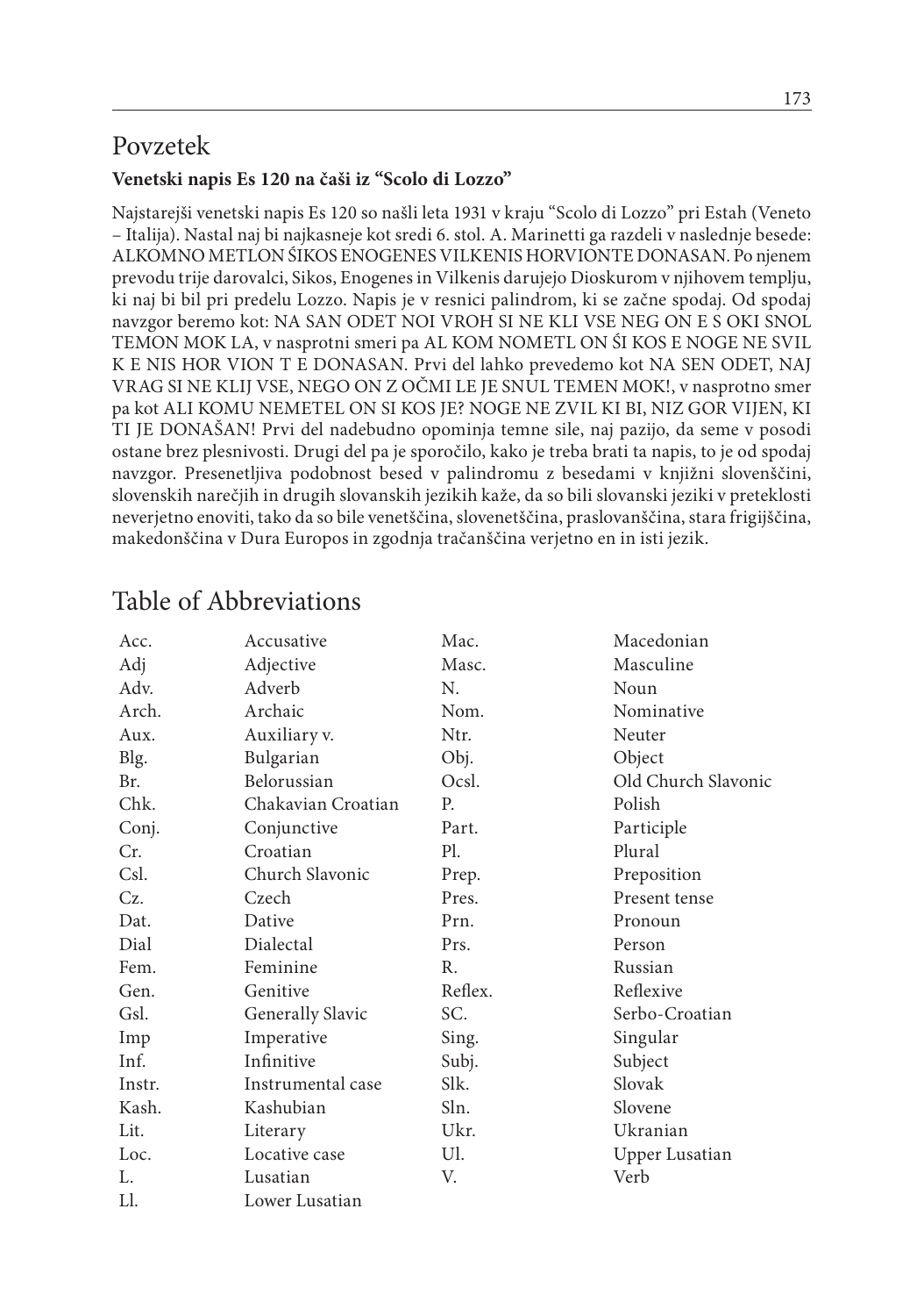## Povzetek

### Venetski napis Es 120 na čaši iz "Scolo di Lozzo"

Najstarejši venetski napis Es 120 so našli leta 1931 v kraju "Scolo di Lozzo" pri Estah (Veneto – Italija). Nastal naj bi najkasneje kot sredi 6. stol. A. Marinetti ga razdeli v naslednje besede: ALKOMNO METLON ŚIKOS ENOGENES VILKENIS HORVIONTE DONASAN. Po njenem prevodu trije darovalci, Sikos, Enogenes in Vilkenis darujejo Dioskurom v njihovem templju, ki naj bi bil pri predelu Lozzo. Napis je v resnici palindrom, ki se začne spodaj. Od spodaj navzgor beremo kot: NA SAN ODET NOI VROH SI NE KLI VSE NEG ON E S OKI SNOL TEMON MOK LA, v nasprotni smeri pa AL KOM NOMETL ON ŚI KOS E NOGE NE SVIL K E NIS HOR VION T E DONASAN. Prvi del lahko prevedemo kot NA SEN ODET, NAJ VRAG SI NE KLIJ VSE, NEGO ON Z OČMI LE JE SNUL TEMEN MOK!, v nasprotno smer pa kot ALI KOMU NEMETEL ON SI KOS JE? NOGE NE ZVIL KI BI, NIZ GOR VIJEN, KI TI JE DONAŠAN! Prvi del nadebudno opominja temne sile, naj pazijo, da seme v posodi ostane brez plesnivosti. Drugi del pa je sporočilo, kako je treba brati ta napis, to je od spodaj navzgor. Presenetljiva podobnost besed v palindromu z besedami v knjižni slovenščini, slovenskih narečjih in drugih slovanskih jezikih kaže, da so bili slovanski jeziki v preteklosti neverjetno enoviti, tako da so bile venetščina, slovenetščina, praslovanščina, stara frigijščina, makedonščina v Dura Europos in zgodnja tračanščina verjetno en in isti jezik.

## Table of Abbreviations

| | | | |
|---|---|---|---|
| Acc. | Accusative | Mac. | Macedonian |
| Adj | Adjective | Masc. | Masculine |
| Adv. | Adverb | N. | Noun |
| Arch. | Archaic | Nom. | Nominative |
| Aux. | Auxiliary v. | Ntr. | Neuter |
| Blg. | Bulgarian | Obj. | Object |
| Br. | Belorussian | Ocsl. | Old Church Slavonic |
| Chk. | Chakavian Croatian | P. | Polish |
| Conj. | Conjunctive | Part. | Participle |
| Cr. | Croatian | Pl. | Plural |
| Csl. | Church Slavonic | Prep. | Preposition |
| Cz. | Czech | Pres. | Present tense |
| Dat. | Dative | Prn. | Pronoun |
| Dial | Dialectal | Prs. | Person |
| Fem. | Feminine | R. | Russian |
| Gen. | Genitive | Reflex. | Reflexive |
| Gsl. | Generally Slavic | SC. | Serbo-Croatian |
| Imp | Imperative | Sing. | Singular |
| Inf. | Infinitive | Subj. | Subject |
| Instr. | Instrumental case | Slk. | Slovak |
| Kash. | Kashubian | Sln. | Slovene |
| Lit. | Literary | Ukr. | Ukranian |
| Loc. | Locative case | Ul. | Upper Lusatian |
| L. | Lusatian | V. | Verb |
| Ll. | Lower Lusatian | | |